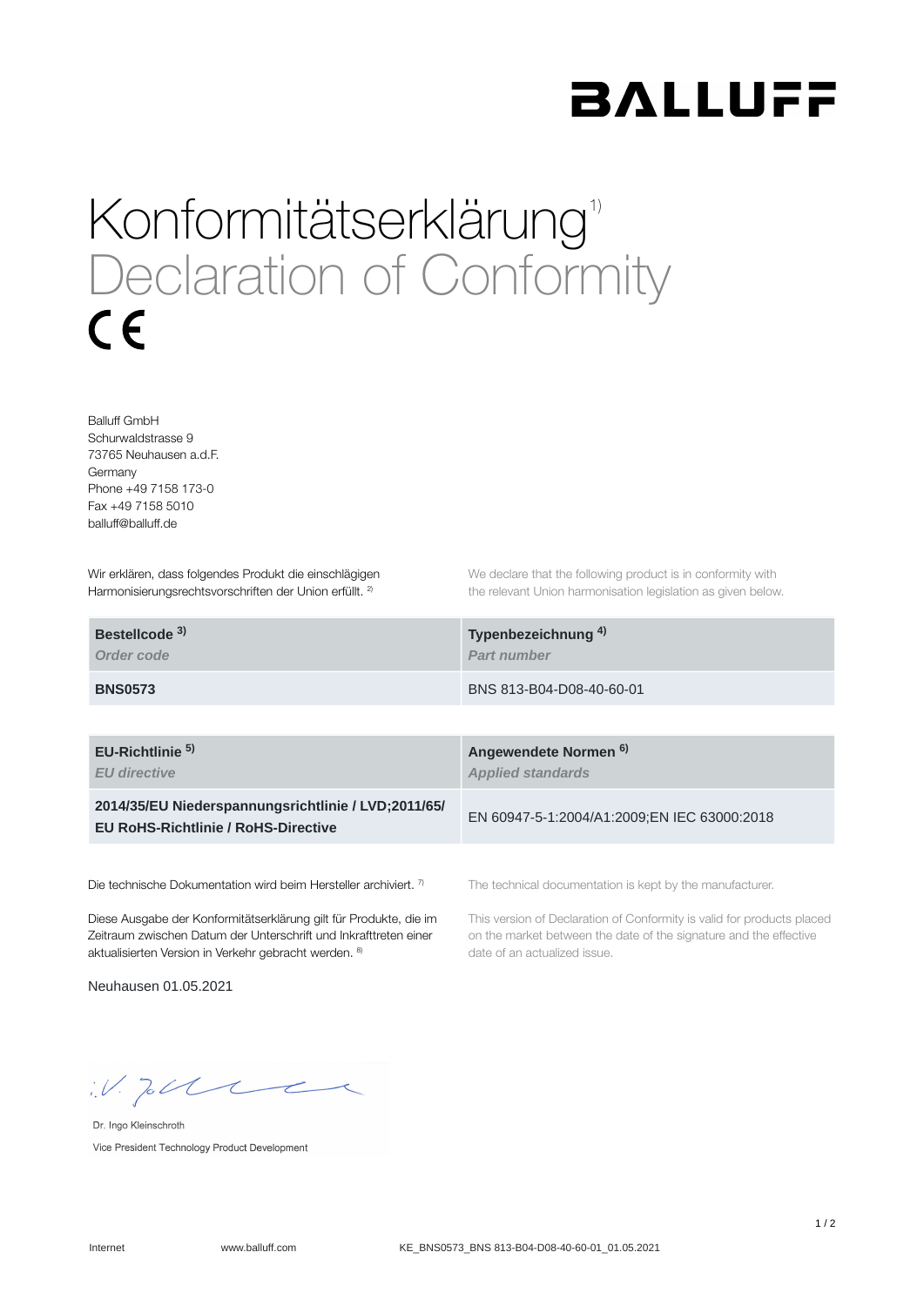BALLUFF

# Konformitätserklärung[1)]

# Declaration of Conformity

CE

Balluff GmbH
Schurwaldstrasse 9
73765 Neuhausen a.d.F.
Germany
Phone +49 7158 173-0
Fax +49 7158 5010
balluff@balluff.de

Wir erklären, dass folgendes Produkt die einschlägigen Harmonisierungsrechtsvorschriften der Union erfüllt. [2)]

We declare that the following product is in conformity with the relevant Union harmonisation legislation as given below.

| **Bestellcode [3)]** *Order code* | **Typenbezeichnung [4)]** *Part number* |
|---|---|
| **BNS0573** | BNS 813-B04-D08-40-60-01 |

| **EU-Richtlinie [5)]** *EU directive* | **Angewendete Normen [6)]** *Applied standards* |
|---|---|
| **2014/35/EU Niederspannungsrichtlinie / LVD;2011/65/ EU RoHS-Richtlinie / RoHS-Directive** | EN 60947-5-1:2004/A1:2009;EN IEC 63000:2018 |

Die technische Dokumentation wird beim Hersteller archiviert. [7)]

The technical documentation is kept by the manufacturer.

Diese Ausgabe der Konformitätserklärung gilt für Produkte, die im Zeitraum zwischen Datum der Unterschrift und Inkrafttreten einer aktualisierten Version in Verkehr gebracht werden. [8)]

This version of Declaration of Conformity is valid for products placed on the market between the date of the signature and the effective date of an actualized issue.

Neuhausen 01.05.2021

i.V.

Dr. Ingo Kleinschroth
Vice President Technology Product Development

Internet www.balluff.com KE_BNS0573_BNS 813-B04-D08-40-60-01_01.05.2021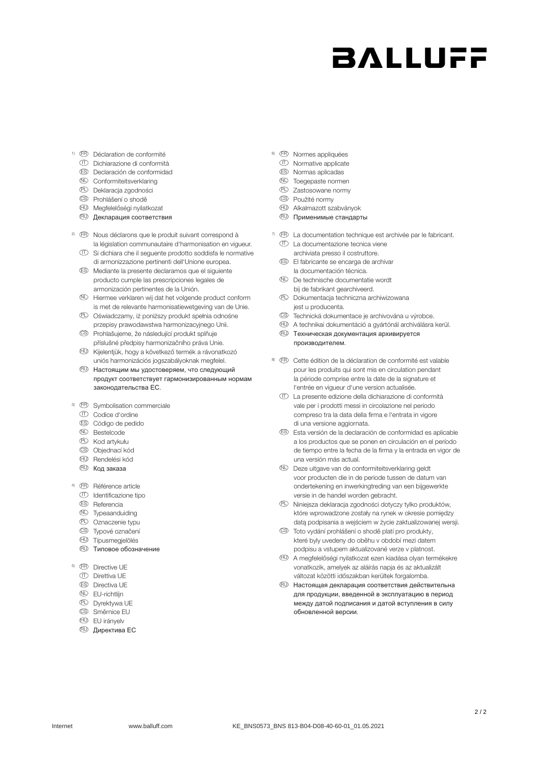# BALLUFF

1) (FR) Déclaration de conformité
(IT) Dichiarazione di conformità
(ES) Declaración de conformidad
(NL) Conformiteitsverklaring
(PL) Deklaracja zgodności
(CS) Prohlášení o shodě
(HU) Megfelelőségi nyilatkozat
(RU) Декларация соответствия

2) (FR) Nous déclarons que le produit suivant correspond à la législation communautaire d'harmonisation en vigueur.
(IT) Si dichiara che il seguente prodotto soddisfa le normative di armonizzazione pertinenti dell'Unione europea.
(ES) Mediante la presente declaramos que el siguiente producto cumple las prescripciones legales de armonización pertinentes de la Unión.
(NL) Hiermee verklaren wij dat het volgende product conform is met de relevante harmonisatiewetgeving van de Unie.
(PL) Oświadczamy, iż poniższy produkt spełnia odnośne przepisy prawodawstwa harmonizacyjnego Unii.
(CS) Prohlašujeme, že následující produkt splňuje příslušné předpisy harmonizačního práva Unie.
(HU) Kijelentjük, hogy a következő termék a rávonatkozó uniós harmonizációs jogszabályoknak megfelel.
(RU) Настоящим мы удостоверяем, что следующий продукт соответствует гармонизированным нормам законодательства ЕС.

3) (FR) Symbolisation commerciale
(IT) Codice d'ordine
(ES) Código de pedido
(NL) Bestelcode
(PL) Kod artykułu
(CS) Objednací kód
(HU) Rendelési kód
(RU) Код заказа

4) (FR) Référence article
(IT) Identificazione tipo
(ES) Referencia
(NL) Typeaanduiding
(PL) Oznaczenie typu
(CS) Typové označení
(HU) Típusmegjelölés
(RU) Типовое обозначение

5) (FR) Directive UE
(IT) Direttiva UE
(ES) Directiva UE
(NL) EU-richtlijn
(PL) Dyrektywa UE
(CS) Směrnice EU
(HU) EU irányelv
(RU) Директива ЕС

6) (FR) Normes appliquées
(IT) Normative applicate
(ES) Normas aplicadas
(NL) Toegepaste normen
(PL) Zastosowane normy
(CS) Použité normy
(HU) Alkalmazott szabványok
(RU) Применимые стандарты

7) (FR) La documentation technique est archivée par le fabricant.
(IT) La documentazione tecnica viene archiviata presso il costruttore.
(ES) El fabricante se encarga de archivar la documentación técnica.
(NL) De technische documentatie wordt bij de fabrikant gearchiveerd.
(PL) Dokumentacja techniczna archiwizowana jest u producenta.
(CS) Technická dokumentace je archivována u výrobce.
(HU) A technikai dokumentáció a gyártónál archiválásra kerül.
(RU) Техническая документация архивируется производителем.

8) (FR) Cette édition de la déclaration de conformité est valable pour les produits qui sont mis en circulation pendant la période comprise entre la date de la signature et l'entrée en vigueur d'une version actualisée.
(IT) La presente edizione della dichiarazione di conformità vale per i prodotti messi in circolazione nel periodo compreso tra la data della firma e l'entrata in vigore di una versione aggiornata.
(ES) Esta versión de la declaración de conformidad es aplicable a los productos que se ponen en circulación en el período de tiempo entre la fecha de la firma y la entrada en vigor de una versión más actual.
(NL) Deze uitgave van de conformiteitsverklaring geldt voor producten die in de periode tussen de datum van ondertekening en inwerkingtreding van een bijgewerkte versie in de handel worden gebracht.
(PL) Niniejsza deklaracja zgodności dotyczy tylko produktów, które wprowadzone zostały na rynek w okresie pomiędzy datą podpisania a wejściem w życie zaktualizowanej wersji.
(CS) Toto vydání prohlášení o shodě platí pro produkty, které byly uvedeny do oběhu v období mezi datem podpisu a vstupem aktualizované verze v platnost.
(HU) A megfelelőségi nyilatkozat ezen kiadása olyan termékekre vonatkozik, amelyek az aláírás napja és az aktualizált változat közötti időszakban kerültek forgalomba.
(RU) Настоящая декларация соответствия действительна для продукции, введенной в эксплуатацию в период между датой подписания и датой вступления в силу обновленной версии.

Internet www.balluff.com KE_BNS0573_BNS 813-B04-D08-40-60-01_01.05.2021